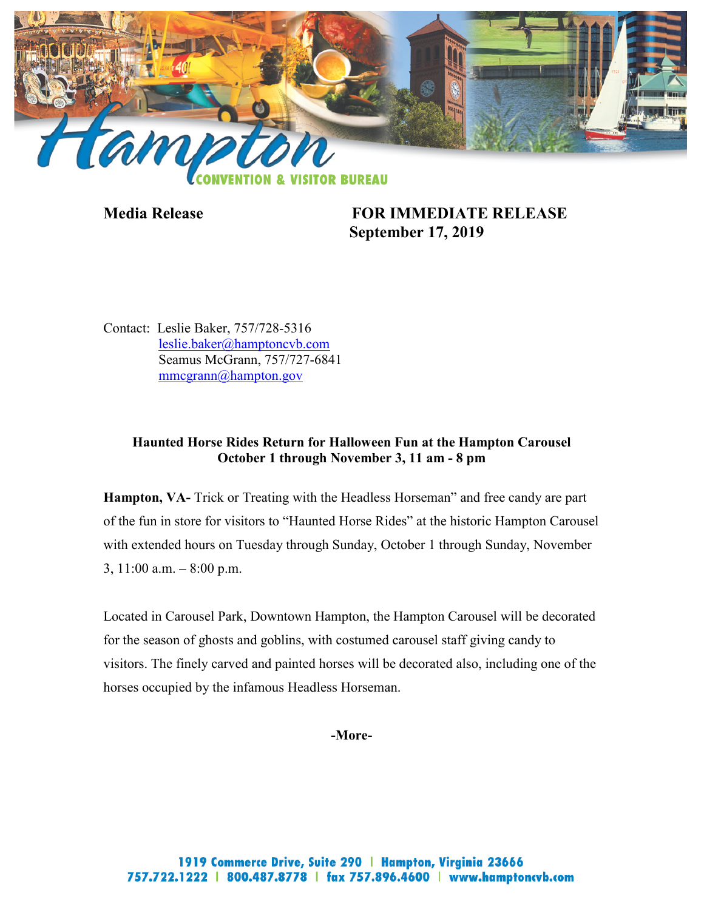**Media Release** **FOR IMMEDIATE RELEASE**
**September 17, 2019**

Contact: Leslie Baker, 757/728-5316
leslie.baker@hamptoncvb.com
Seamus McGrann, 757/727-6841
mmcgrann@hampton.gov

**Haunted Horse Rides Return for Halloween Fun at the Hampton Carousel**
**October 1 through November 3, 11 am - 8 pm**

**Hampton, VA-** Trick or Treating with the Headless Horseman" and free candy are part of the fun in store for visitors to "Haunted Horse Rides" at the historic Hampton Carousel with extended hours on Tuesday through Sunday, October 1 through Sunday, November 3, 11:00 a.m. – 8:00 p.m.

Located in Carousel Park, Downtown Hampton, the Hampton Carousel will be decorated for the season of ghosts and goblins, with costumed carousel staff giving candy to visitors. The finely carved and painted horses will be decorated also, including one of the horses occupied by the infamous Headless Horseman.

**-More-**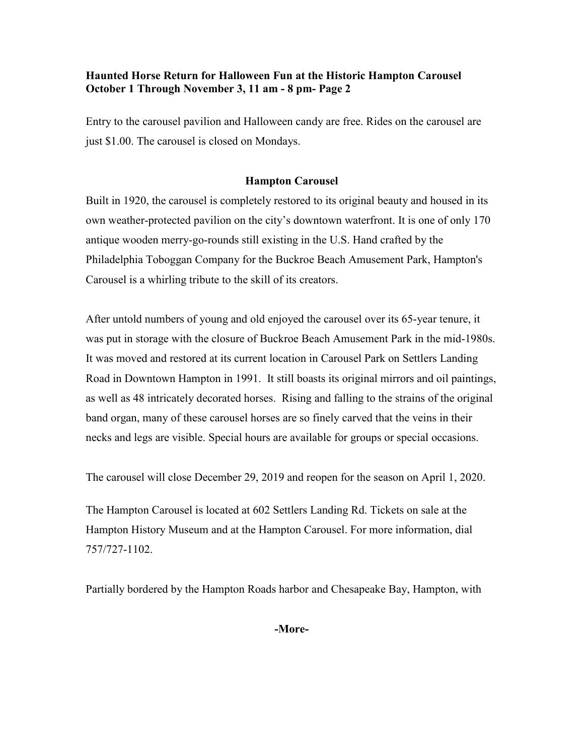**Haunted Horse Return for Halloween Fun at the Historic Hampton Carousel October 1 Through November 3, 11 am - 8 pm- Page 2**

Entry to the carousel pavilion and Halloween candy are free. Rides on the carousel are just $1.00. The carousel is closed on Mondays.

## Hampton Carousel

Built in 1920, the carousel is completely restored to its original beauty and housed in its own weather-protected pavilion on the city's downtown waterfront. It is one of only 170 antique wooden merry-go-rounds still existing in the U.S. Hand crafted by the Philadelphia Toboggan Company for the Buckroe Beach Amusement Park, Hampton's Carousel is a whirling tribute to the skill of its creators.

After untold numbers of young and old enjoyed the carousel over its 65-year tenure, it was put in storage with the closure of Buckroe Beach Amusement Park in the mid-1980s. It was moved and restored at its current location in Carousel Park on Settlers Landing Road in Downtown Hampton in 1991. It still boasts its original mirrors and oil paintings, as well as 48 intricately decorated horses. Rising and falling to the strains of the original band organ, many of these carousel horses are so finely carved that the veins in their necks and legs are visible. Special hours are available for groups or special occasions.

The carousel will close December 29, 2019 and reopen for the season on April 1, 2020.

The Hampton Carousel is located at 602 Settlers Landing Rd. Tickets on sale at the Hampton History Museum and at the Hampton Carousel. For more information, dial 757/727-1102.

Partially bordered by the Hampton Roads harbor and Chesapeake Bay, Hampton, with

**-More-**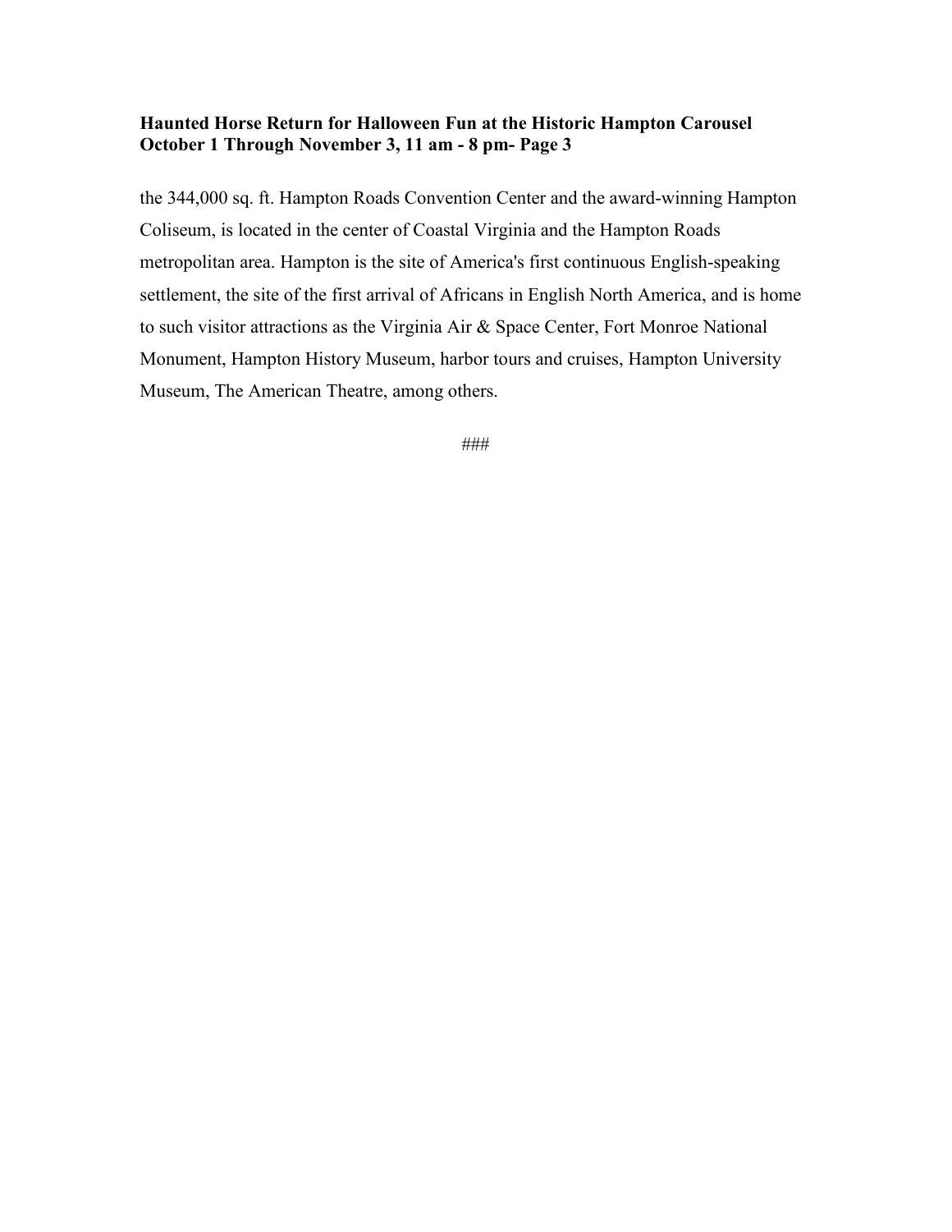the 344,000 sq. ft. Hampton Roads Convention Center and the award-winning Hampton Coliseum, is located in the center of Coastal Virginia and the Hampton Roads metropolitan area. Hampton is the site of America's first continuous English-speaking settlement, the site of the first arrival of Africans in English North America, and is home to such visitor attractions as the Virginia Air & Space Center, Fort Monroe National Monument, Hampton History Museum, harbor tours and cruises, Hampton University Museum, The American Theatre, among others.

###